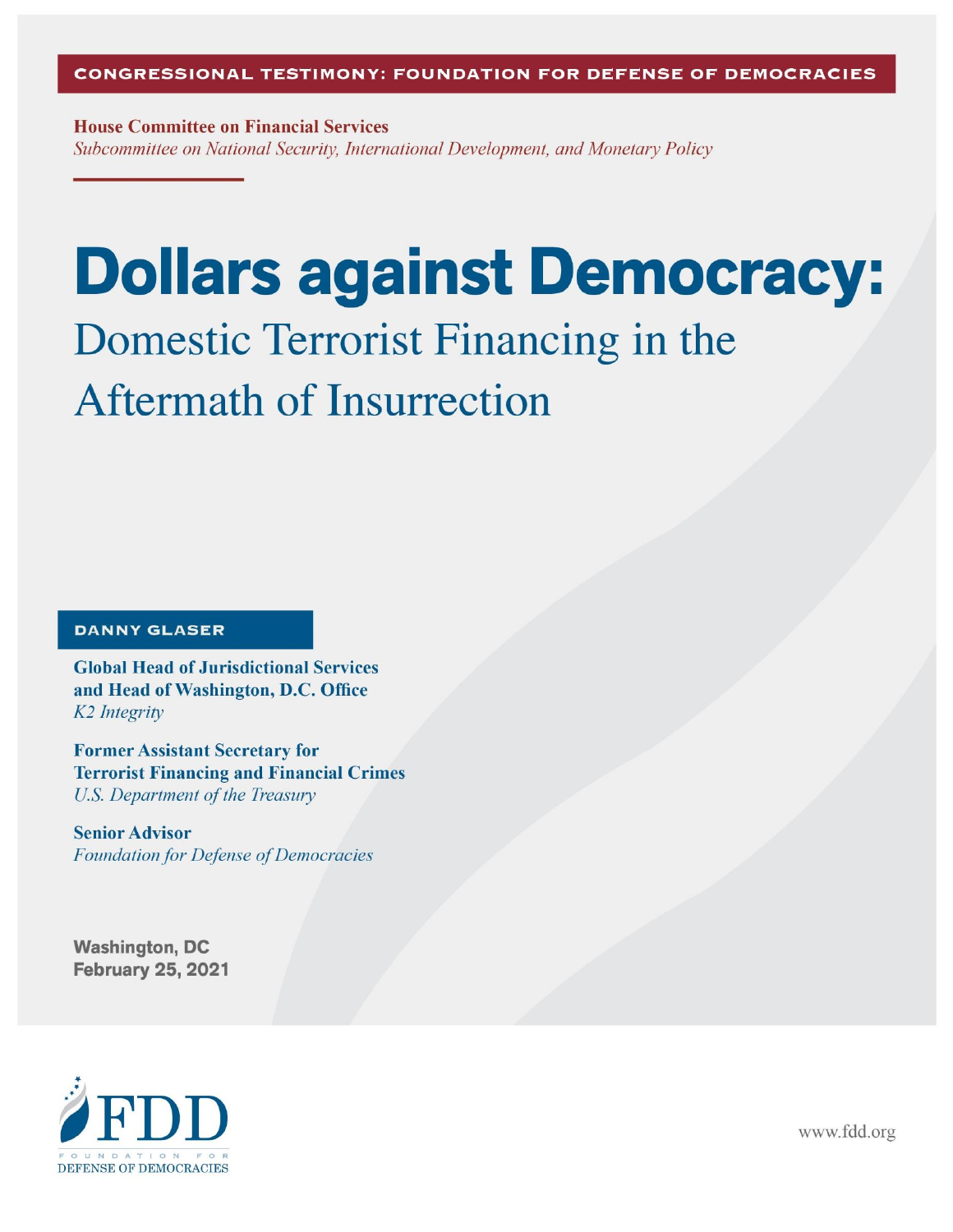**CONGRESSIONAL TESTIMONY: FOUNDATION FOR DEFENSE OF DEMOCRACIES**

**House Committee on Financial Services**
*Subcommittee on National Security, International Development, and Monetary Policy*

# Dollars against Democracy:

## Domestic Terrorist Financing in the Aftermath of Insurrection

**DANNY GLASER**

**Global Head of Jurisdictional Services and Head of Washington, D.C. Office**
*K2 Integrity*

**Former Assistant Secretary for Terrorist Financing and Financial Crimes**
*U.S. Department of the Treasury*

**Senior Advisor**
*Foundation for Defense of Democracies*

**Washington, DC**
**February 25, 2021**

FDD
FOUNDATION FOR DEFENSE OF DEMOCRACIES

www.fdd.org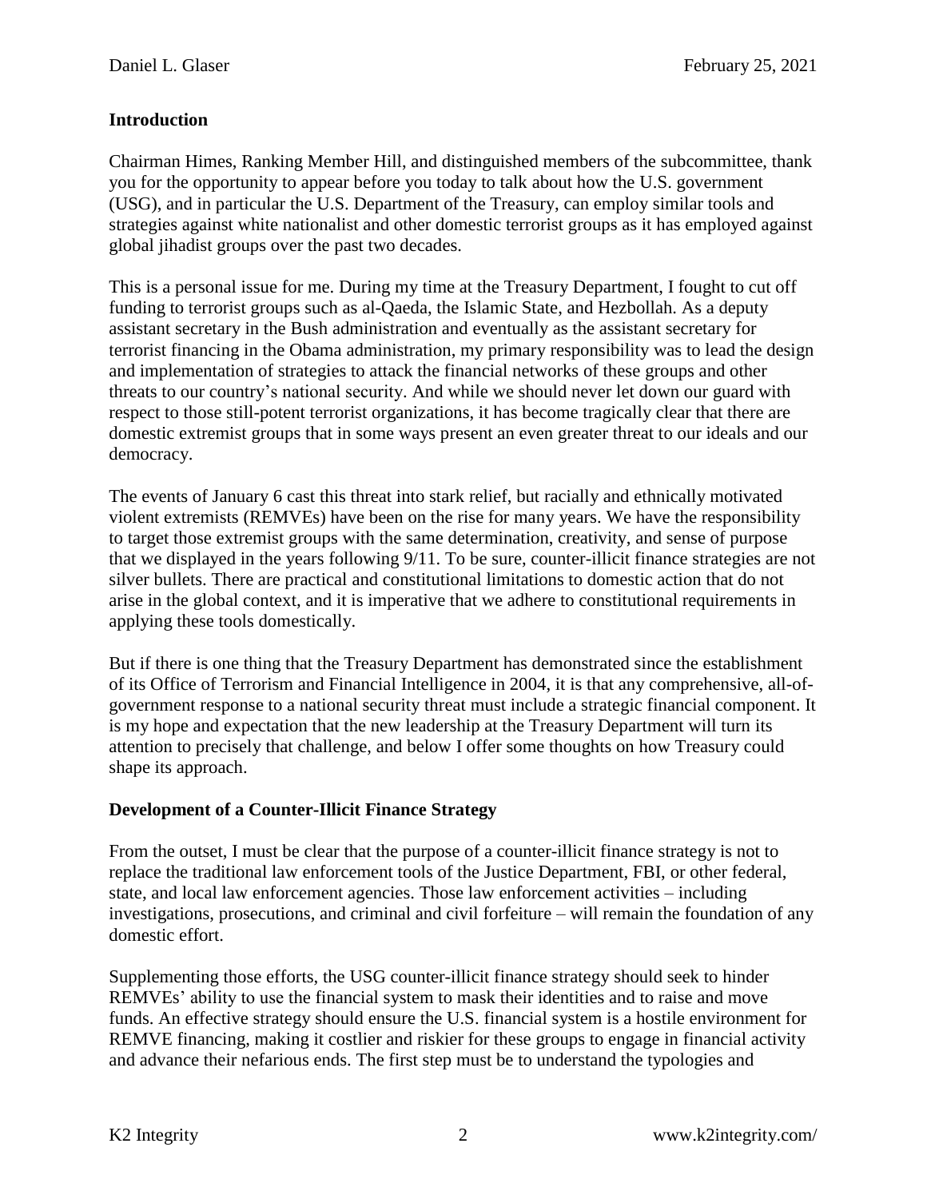## Introduction

Chairman Himes, Ranking Member Hill, and distinguished members of the subcommittee, thank you for the opportunity to appear before you today to talk about how the U.S. government (USG), and in particular the U.S. Department of the Treasury, can employ similar tools and strategies against white nationalist and other domestic terrorist groups as it has employed against global jihadist groups over the past two decades.

This is a personal issue for me. During my time at the Treasury Department, I fought to cut off funding to terrorist groups such as al-Qaeda, the Islamic State, and Hezbollah. As a deputy assistant secretary in the Bush administration and eventually as the assistant secretary for terrorist financing in the Obama administration, my primary responsibility was to lead the design and implementation of strategies to attack the financial networks of these groups and other threats to our country's national security. And while we should never let down our guard with respect to those still-potent terrorist organizations, it has become tragically clear that there are domestic extremist groups that in some ways present an even greater threat to our ideals and our democracy.

The events of January 6 cast this threat into stark relief, but racially and ethnically motivated violent extremists (REMVEs) have been on the rise for many years. We have the responsibility to target those extremist groups with the same determination, creativity, and sense of purpose that we displayed in the years following 9/11. To be sure, counter-illicit finance strategies are not silver bullets. There are practical and constitutional limitations to domestic action that do not arise in the global context, and it is imperative that we adhere to constitutional requirements in applying these tools domestically.

But if there is one thing that the Treasury Department has demonstrated since the establishment of its Office of Terrorism and Financial Intelligence in 2004, it is that any comprehensive, all-of-government response to a national security threat must include a strategic financial component. It is my hope and expectation that the new leadership at the Treasury Department will turn its attention to precisely that challenge, and below I offer some thoughts on how Treasury could shape its approach.

## Development of a Counter-Illicit Finance Strategy

From the outset, I must be clear that the purpose of a counter-illicit finance strategy is not to replace the traditional law enforcement tools of the Justice Department, FBI, or other federal, state, and local law enforcement agencies. Those law enforcement activities – including investigations, prosecutions, and criminal and civil forfeiture – will remain the foundation of any domestic effort.

Supplementing those efforts, the USG counter-illicit finance strategy should seek to hinder REMVEs' ability to use the financial system to mask their identities and to raise and move funds. An effective strategy should ensure the U.S. financial system is a hostile environment for REMVE financing, making it costlier and riskier for these groups to engage in financial activity and advance their nefarious ends. The first step must be to understand the typologies and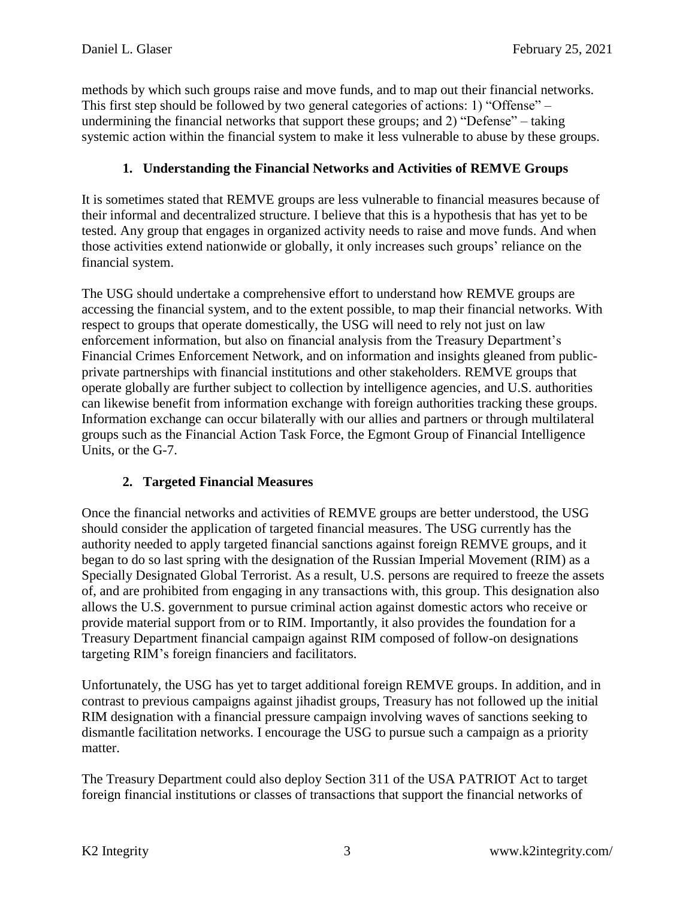methods by which such groups raise and move funds, and to map out their financial networks. This first step should be followed by two general categories of actions: 1) "Offense" – undermining the financial networks that support these groups; and 2) "Defense" – taking systemic action within the financial system to make it less vulnerable to abuse by these groups.

### 1. Understanding the Financial Networks and Activities of REMVE Groups

It is sometimes stated that REMVE groups are less vulnerable to financial measures because of their informal and decentralized structure. I believe that this is a hypothesis that has yet to be tested. Any group that engages in organized activity needs to raise and move funds. And when those activities extend nationwide or globally, it only increases such groups' reliance on the financial system.

The USG should undertake a comprehensive effort to understand how REMVE groups are accessing the financial system, and to the extent possible, to map their financial networks. With respect to groups that operate domestically, the USG will need to rely not just on law enforcement information, but also on financial analysis from the Treasury Department's Financial Crimes Enforcement Network, and on information and insights gleaned from public-private partnerships with financial institutions and other stakeholders. REMVE groups that operate globally are further subject to collection by intelligence agencies, and U.S. authorities can likewise benefit from information exchange with foreign authorities tracking these groups. Information exchange can occur bilaterally with our allies and partners or through multilateral groups such as the Financial Action Task Force, the Egmont Group of Financial Intelligence Units, or the G-7.

### 2. Targeted Financial Measures

Once the financial networks and activities of REMVE groups are better understood, the USG should consider the application of targeted financial measures. The USG currently has the authority needed to apply targeted financial sanctions against foreign REMVE groups, and it began to do so last spring with the designation of the Russian Imperial Movement (RIM) as a Specially Designated Global Terrorist. As a result, U.S. persons are required to freeze the assets of, and are prohibited from engaging in any transactions with, this group. This designation also allows the U.S. government to pursue criminal action against domestic actors who receive or provide material support from or to RIM. Importantly, it also provides the foundation for a Treasury Department financial campaign against RIM composed of follow-on designations targeting RIM's foreign financiers and facilitators.

Unfortunately, the USG has yet to target additional foreign REMVE groups. In addition, and in contrast to previous campaigns against jihadist groups, Treasury has not followed up the initial RIM designation with a financial pressure campaign involving waves of sanctions seeking to dismantle facilitation networks. I encourage the USG to pursue such a campaign as a priority matter.

The Treasury Department could also deploy Section 311 of the USA PATRIOT Act to target foreign financial institutions or classes of transactions that support the financial networks of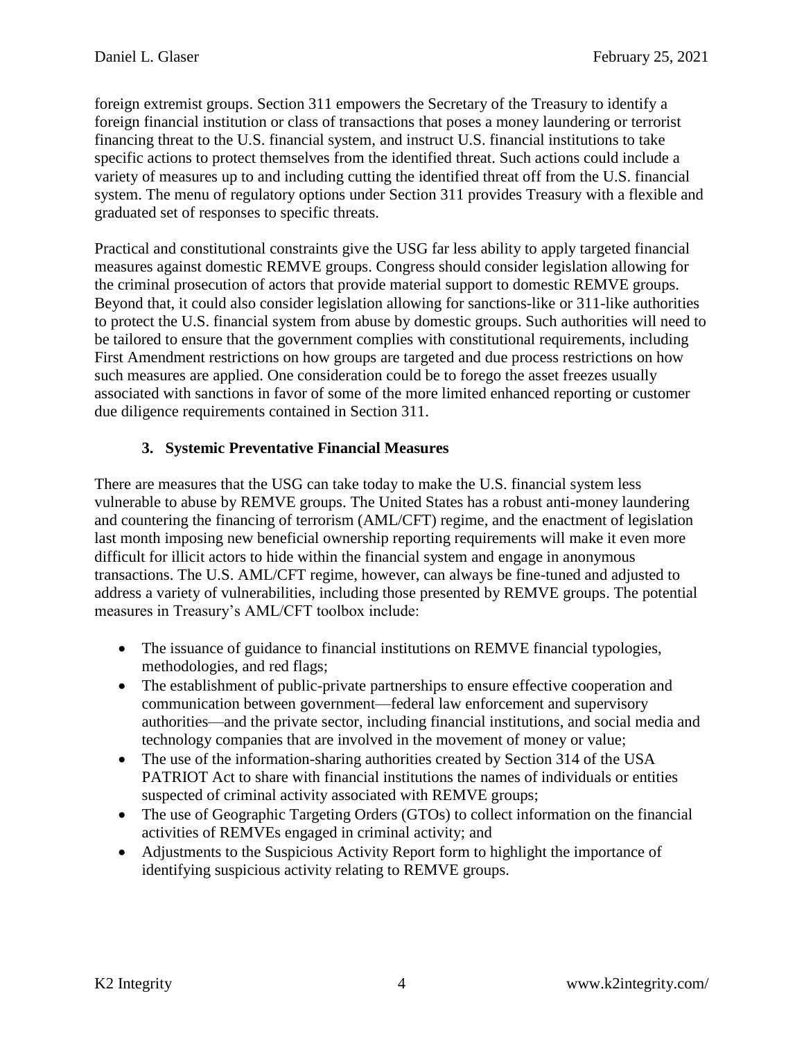foreign extremist groups. Section 311 empowers the Secretary of the Treasury to identify a foreign financial institution or class of transactions that poses a money laundering or terrorist financing threat to the U.S. financial system, and instruct U.S. financial institutions to take specific actions to protect themselves from the identified threat. Such actions could include a variety of measures up to and including cutting the identified threat off from the U.S. financial system. The menu of regulatory options under Section 311 provides Treasury with a flexible and graduated set of responses to specific threats.

Practical and constitutional constraints give the USG far less ability to apply targeted financial measures against domestic REMVE groups. Congress should consider legislation allowing for the criminal prosecution of actors that provide material support to domestic REMVE groups. Beyond that, it could also consider legislation allowing for sanctions-like or 311-like authorities to protect the U.S. financial system from abuse by domestic groups. Such authorities will need to be tailored to ensure that the government complies with constitutional requirements, including First Amendment restrictions on how groups are targeted and due process restrictions on how such measures are applied. One consideration could be to forego the asset freezes usually associated with sanctions in favor of some of the more limited enhanced reporting or customer due diligence requirements contained in Section 311.

### 3. Systemic Preventative Financial Measures

There are measures that the USG can take today to make the U.S. financial system less vulnerable to abuse by REMVE groups. The United States has a robust anti-money laundering and countering the financing of terrorism (AML/CFT) regime, and the enactment of legislation last month imposing new beneficial ownership reporting requirements will make it even more difficult for illicit actors to hide within the financial system and engage in anonymous transactions. The U.S. AML/CFT regime, however, can always be fine-tuned and adjusted to address a variety of vulnerabilities, including those presented by REMVE groups. The potential measures in Treasury's AML/CFT toolbox include:

- The issuance of guidance to financial institutions on REMVE financial typologies, methodologies, and red flags;
- The establishment of public-private partnerships to ensure effective cooperation and communication between government—federal law enforcement and supervisory authorities—and the private sector, including financial institutions, and social media and technology companies that are involved in the movement of money or value;
- The use of the information-sharing authorities created by Section 314 of the USA PATRIOT Act to share with financial institutions the names of individuals or entities suspected of criminal activity associated with REMVE groups;
- The use of Geographic Targeting Orders (GTOs) to collect information on the financial activities of REMVEs engaged in criminal activity; and
- Adjustments to the Suspicious Activity Report form to highlight the importance of identifying suspicious activity relating to REMVE groups.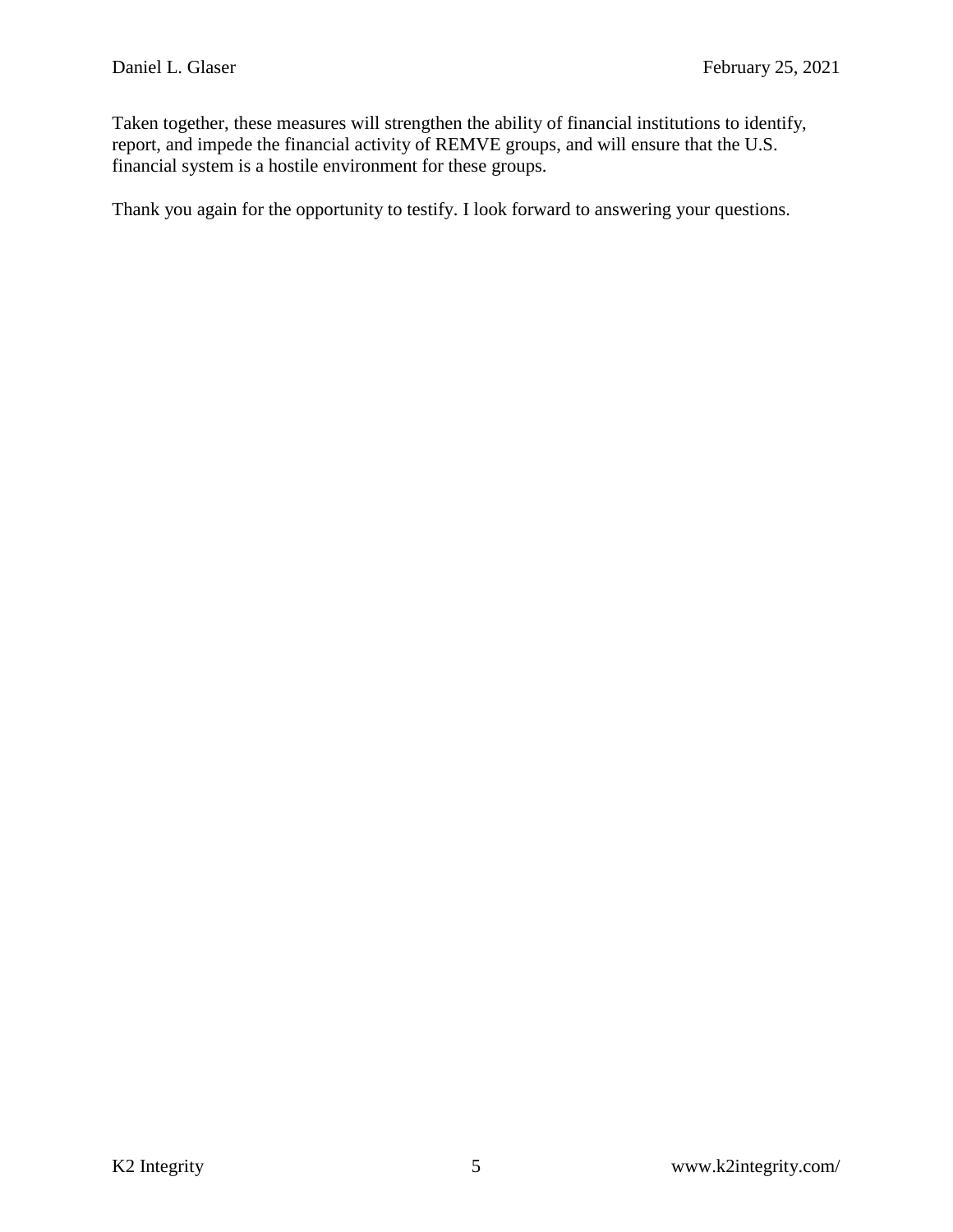Taken together, these measures will strengthen the ability of financial institutions to identify, report, and impede the financial activity of REMVE groups, and will ensure that the U.S. financial system is a hostile environment for these groups.

Thank you again for the opportunity to testify. I look forward to answering your questions.